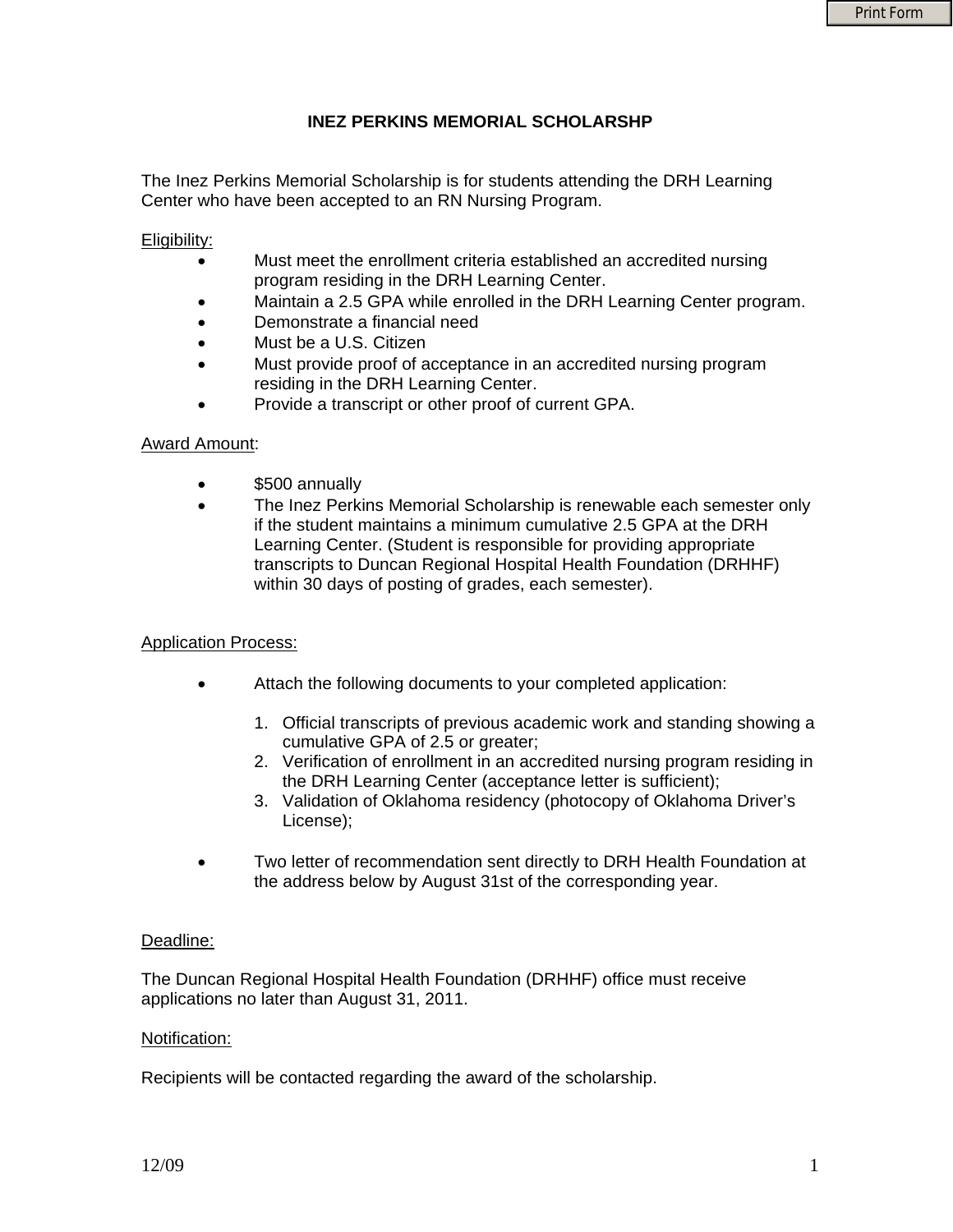# INEZ PERKINS MEMORIAL SCHOLARSHP

The Inez Perkins Memorial Scholarship is for students attending the DRH Learning Center who have been accepted to an RN Nursing Program.

Eligibility:

- Must meet the enrollment criteria established an accredited nursing program residing in the DRH Learning Center.
- Maintain a 2.5 GPA while enrolled in the DRH Learning Center program.
- Demonstrate a financial need
- Must be a U.S. Citizen
- Must provide proof of acceptance in an accredited nursing program residing in the DRH Learning Center.
- Provide a transcript or other proof of current GPA.

Award Amount:

- $500 annually
- The Inez Perkins Memorial Scholarship is renewable each semester only if the student maintains a minimum cumulative 2.5 GPA at the DRH Learning Center. (Student is responsible for providing appropriate transcripts to Duncan Regional Hospital Health Foundation (DRHHF) within 30 days of posting of grades, each semester).

Application Process:

- Attach the following documents to your completed application:

  1. Official transcripts of previous academic work and standing showing a cumulative GPA of 2.5 or greater;
  2. Verification of enrollment in an accredited nursing program residing in the DRH Learning Center (acceptance letter is sufficient);
  3. Validation of Oklahoma residency (photocopy of Oklahoma Driver's License);

- Two letter of recommendation sent directly to DRH Health Foundation at the address below by August 31st of the corresponding year.

Deadline:

The Duncan Regional Hospital Health Foundation (DRHHF) office must receive applications no later than August 31, 2011.

Notification:

Recipients will be contacted regarding the award of the scholarship.

12/09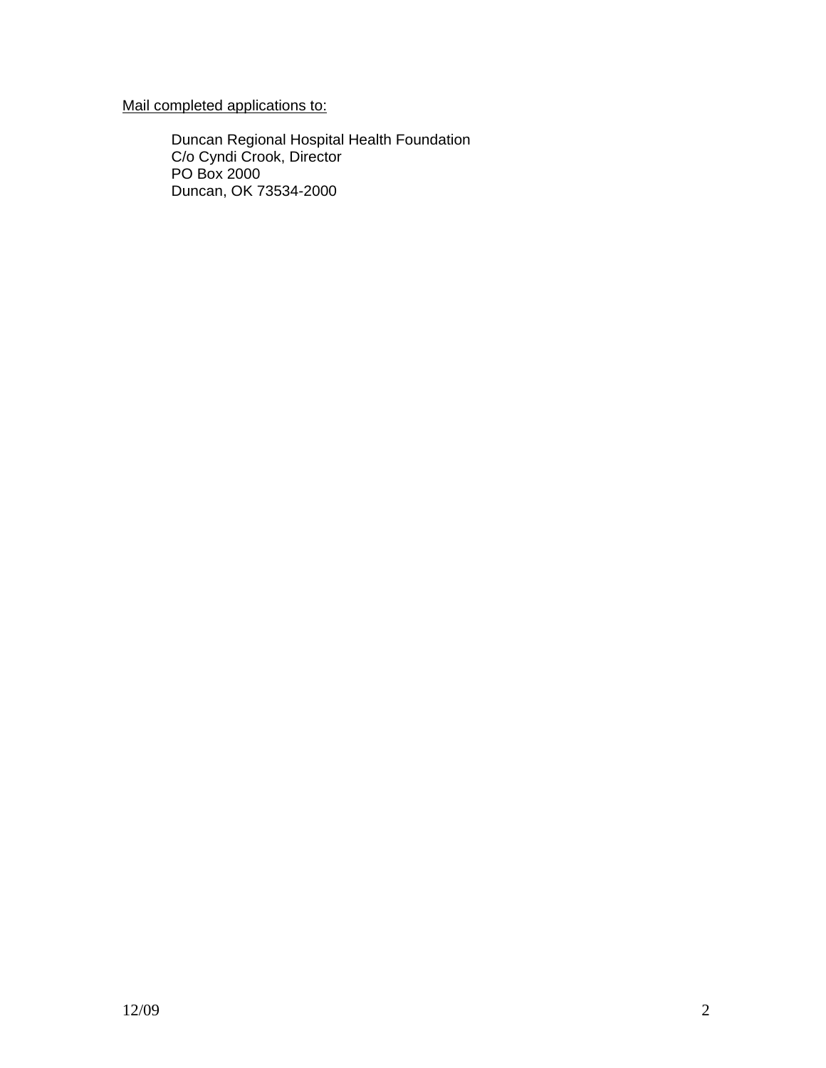<u>Mail completed applications to:</u>

Duncan Regional Hospital Health Foundation
C/o Cyndi Crook, Director
PO Box 2000
Duncan, OK 73534-2000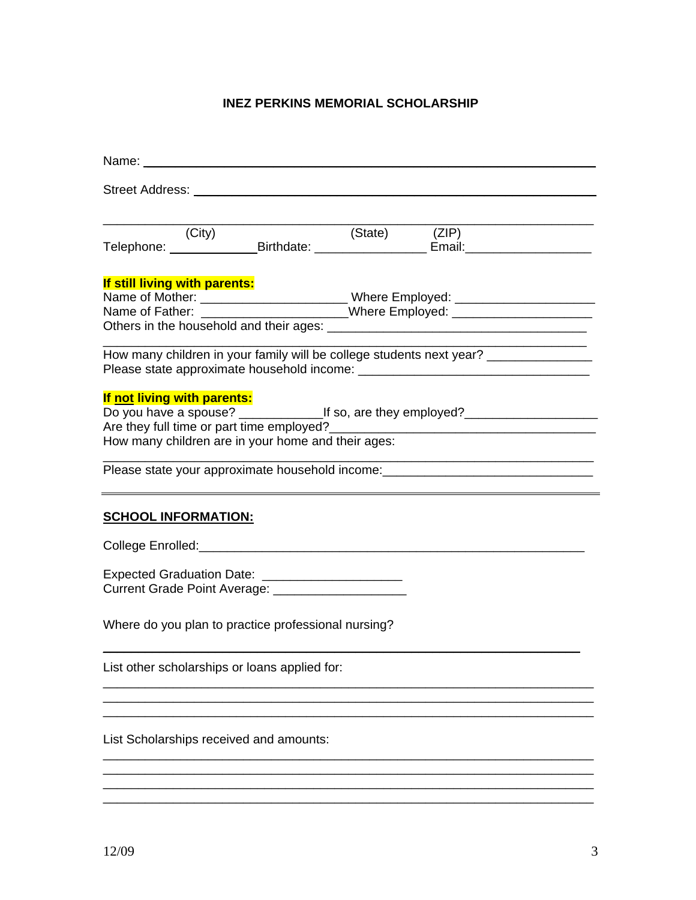**INEZ PERKINS MEMORIAL SCHOLARSHIP**

Name: ______________________________________________________________

Street Address: ______________________________________________________

______________________________________________________________________
(City) (State) (ZIP)

Telephone: _____________ Birthdate: ________________ Email: __________________

**If still living with parents:**

Name of Mother: _____________________ Where Employed: ____________________

Name of Father: _____________________ Where Employed: ____________________

Others in the household and their ages: _____________________________________

______________________________________________________________________

How many children in your family will be college students next year? _______________

Please state approximate household income: ________________________________

**If <u>not</u> living with parents:**

Do you have a spouse? ____________ If so, are they employed? ___________________

Are they full time or part time employed? ______________________________________

How many children are in your home and their ages:

______________________________________________________________________

Please state your approximate household income: _____________________________

---

**<u>SCHOOL INFORMATION:</u>**

College Enrolled: ________________________________________________________

Expected Graduation Date: ____________________

Current Grade Point Average: ___________________

Where do you plan to practice professional nursing?

______________________________________________________________________

List other scholarships or loans applied for:

______________________________________________________________________

______________________________________________________________________

______________________________________________________________________

List Scholarships received and amounts:

______________________________________________________________________

______________________________________________________________________

______________________________________________________________________

______________________________________________________________________

12/09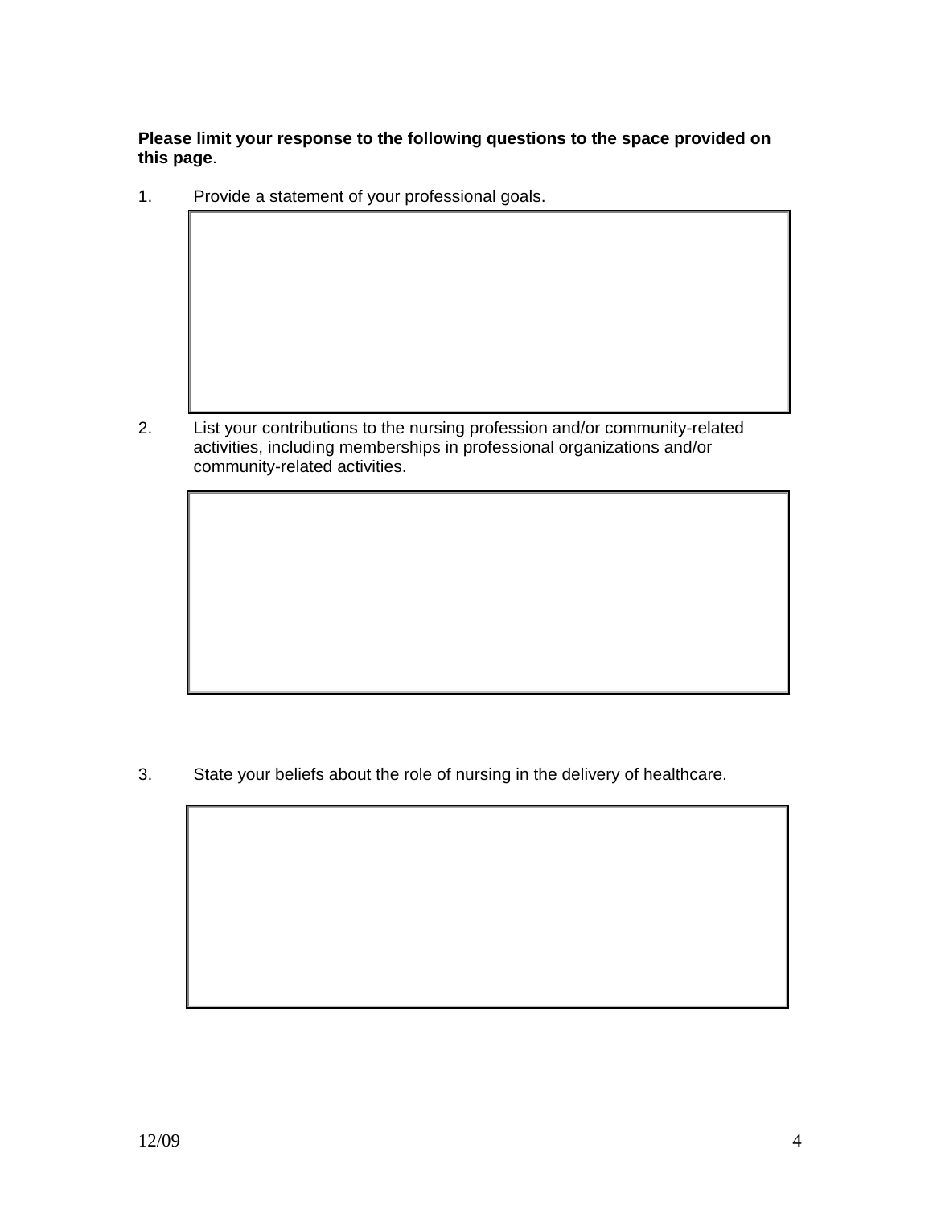**Please limit your response to the following questions to the space provided on this page**.

1. Provide a statement of your professional goals.

| |
|---|
| |

2. List your contributions to the nursing profession and/or community-related activities, including memberships in professional organizations and/or community-related activities.

| |
|---|
| |

3. State your beliefs about the role of nursing in the delivery of healthcare.

| |
|---|
| |

12/09